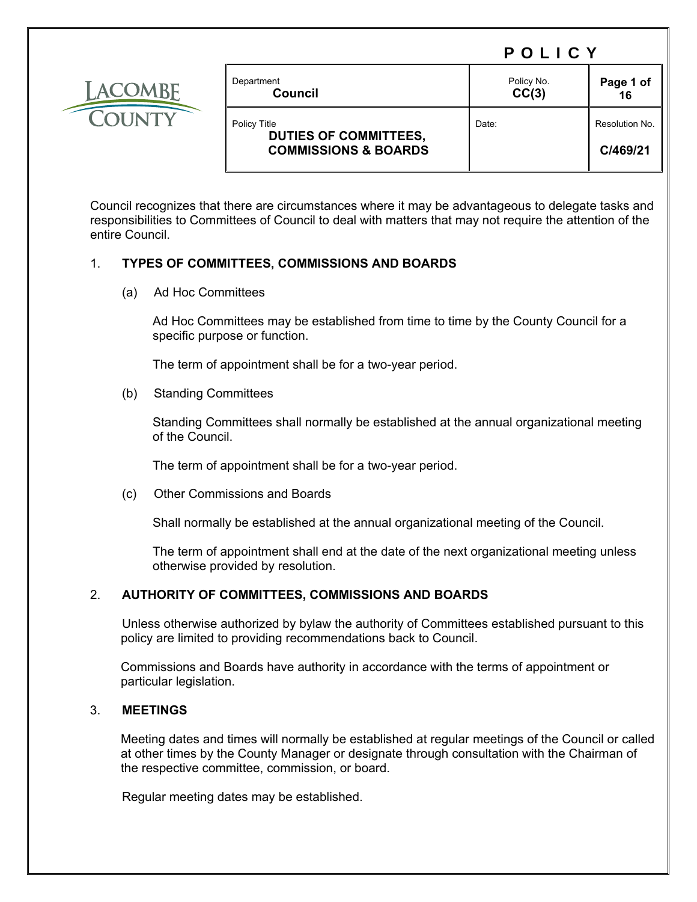# POLICY

| Department<br>**Council** | Policy No.<br>**CC(3)** | **Page 1 of 16** |
|---|---|---|
| Policy Title<br>**DUTIES OF COMMITTEES, COMMISSIONS & BOARDS** | Date: | Resolution No.<br>**C/469/21** |

Council recognizes that there are circumstances where it may be advantageous to delegate tasks and responsibilities to Committees of Council to deal with matters that may not require the attention of the entire Council.

## 1. TYPES OF COMMITTEES, COMMISSIONS AND BOARDS

(a) Ad Hoc Committees

Ad Hoc Committees may be established from time to time by the County Council for a specific purpose or function.

The term of appointment shall be for a two-year period.

(b) Standing Committees

Standing Committees shall normally be established at the annual organizational meeting of the Council.

The term of appointment shall be for a two-year period.

(c) Other Commissions and Boards

Shall normally be established at the annual organizational meeting of the Council.

The term of appointment shall end at the date of the next organizational meeting unless otherwise provided by resolution.

## 2. AUTHORITY OF COMMITTEES, COMMISSIONS AND BOARDS

Unless otherwise authorized by bylaw the authority of Committees established pursuant to this policy are limited to providing recommendations back to Council.

Commissions and Boards have authority in accordance with the terms of appointment or particular legislation.

## 3. MEETINGS

Meeting dates and times will normally be established at regular meetings of the Council or called at other times by the County Manager or designate through consultation with the Chairman of the respective committee, commission, or board.

Regular meeting dates may be established.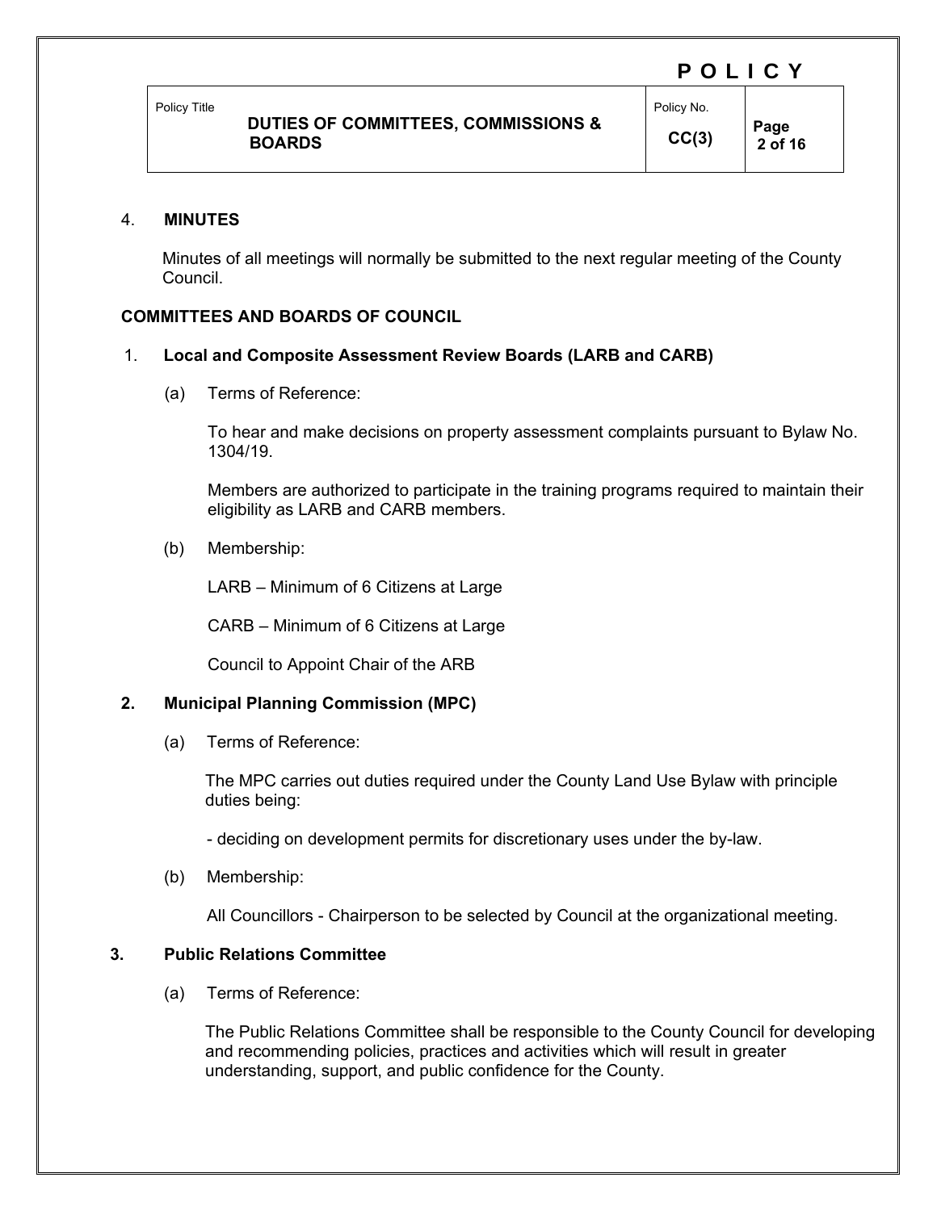4. **MINUTES**

Minutes of all meetings will normally be submitted to the next regular meeting of the County Council.

## COMMITTEES AND BOARDS OF COUNCIL

### 1. Local and Composite Assessment Review Boards (LARB and CARB)

(a) Terms of Reference:

To hear and make decisions on property assessment complaints pursuant to Bylaw No. 1304/19.

Members are authorized to participate in the training programs required to maintain their eligibility as LARB and CARB members.

(b) Membership:

LARB – Minimum of 6 Citizens at Large

CARB – Minimum of 6 Citizens at Large

Council to Appoint Chair of the ARB

### 2. Municipal Planning Commission (MPC)

(a) Terms of Reference:

The MPC carries out duties required under the County Land Use Bylaw with principle duties being:

- deciding on development permits for discretionary uses under the by-law.

(b) Membership:

All Councillors - Chairperson to be selected by Council at the organizational meeting.

### 3. Public Relations Committee

(a) Terms of Reference:

The Public Relations Committee shall be responsible to the County Council for developing and recommending policies, practices and activities which will result in greater understanding, support, and public confidence for the County.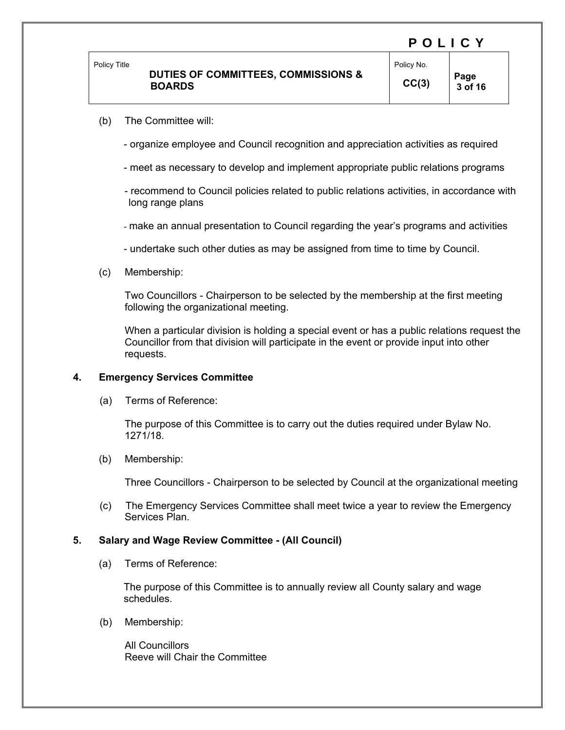(b) The Committee will:

- organize employee and Council recognition and appreciation activities as required
- meet as necessary to develop and implement appropriate public relations programs
- recommend to Council policies related to public relations activities, in accordance with long range plans
- make an annual presentation to Council regarding the year's programs and activities
- undertake such other duties as may be assigned from time to time by Council.

(c) Membership:

Two Councillors - Chairperson to be selected by the membership at the first meeting following the organizational meeting.

When a particular division is holding a special event or has a public relations request the Councillor from that division will participate in the event or provide input into other requests.

**4. Emergency Services Committee**

(a) Terms of Reference:

The purpose of this Committee is to carry out the duties required under Bylaw No. 1271/18.

(b) Membership:

Three Councillors - Chairperson to be selected by Council at the organizational meeting

(c) The Emergency Services Committee shall meet twice a year to review the Emergency Services Plan.

**5. Salary and Wage Review Committee - (All Council)**

(a) Terms of Reference:

The purpose of this Committee is to annually review all County salary and wage schedules.

(b) Membership:

All Councillors
Reeve will Chair the Committee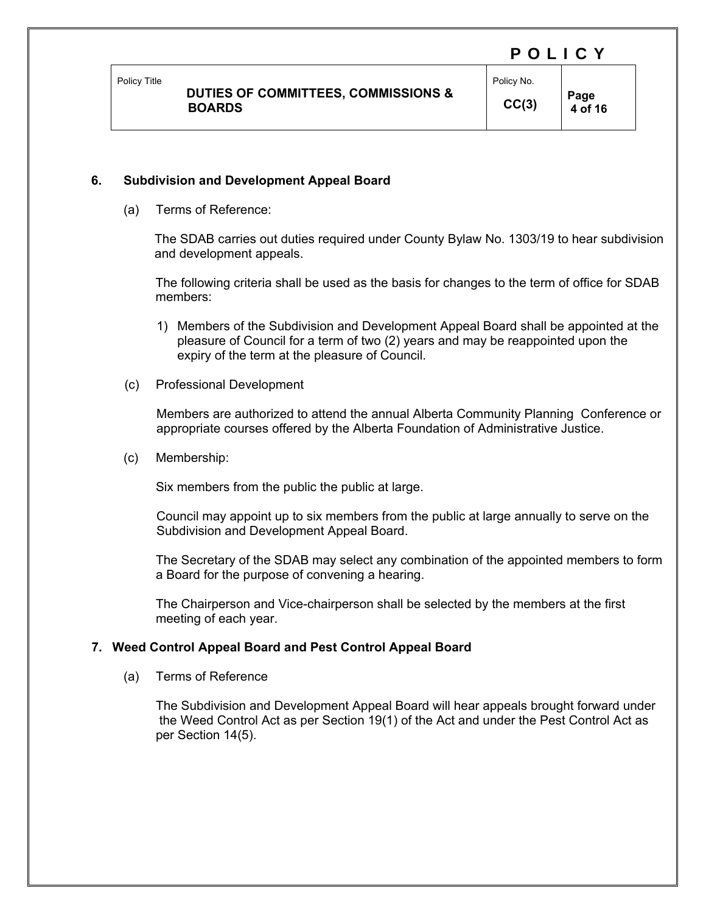## 6. Subdivision and Development Appeal Board

(a) Terms of Reference:

The SDAB carries out duties required under County Bylaw No. 1303/19 to hear subdivision and development appeals.

The following criteria shall be used as the basis for changes to the term of office for SDAB members:

1) Members of the Subdivision and Development Appeal Board shall be appointed at the pleasure of Council for a term of two (2) years and may be reappointed upon the expiry of the term at the pleasure of Council.

(c) Professional Development

Members are authorized to attend the annual Alberta Community Planning Conference or appropriate courses offered by the Alberta Foundation of Administrative Justice.

(c) Membership:

Six members from the public the public at large.

Council may appoint up to six members from the public at large annually to serve on the Subdivision and Development Appeal Board.

The Secretary of the SDAB may select any combination of the appointed members to form a Board for the purpose of convening a hearing.

The Chairperson and Vice-chairperson shall be selected by the members at the first meeting of each year.

## 7. Weed Control Appeal Board and Pest Control Appeal Board

(a) Terms of Reference

The Subdivision and Development Appeal Board will hear appeals brought forward under the Weed Control Act as per Section 19(1) of the Act and under the Pest Control Act as per Section 14(5).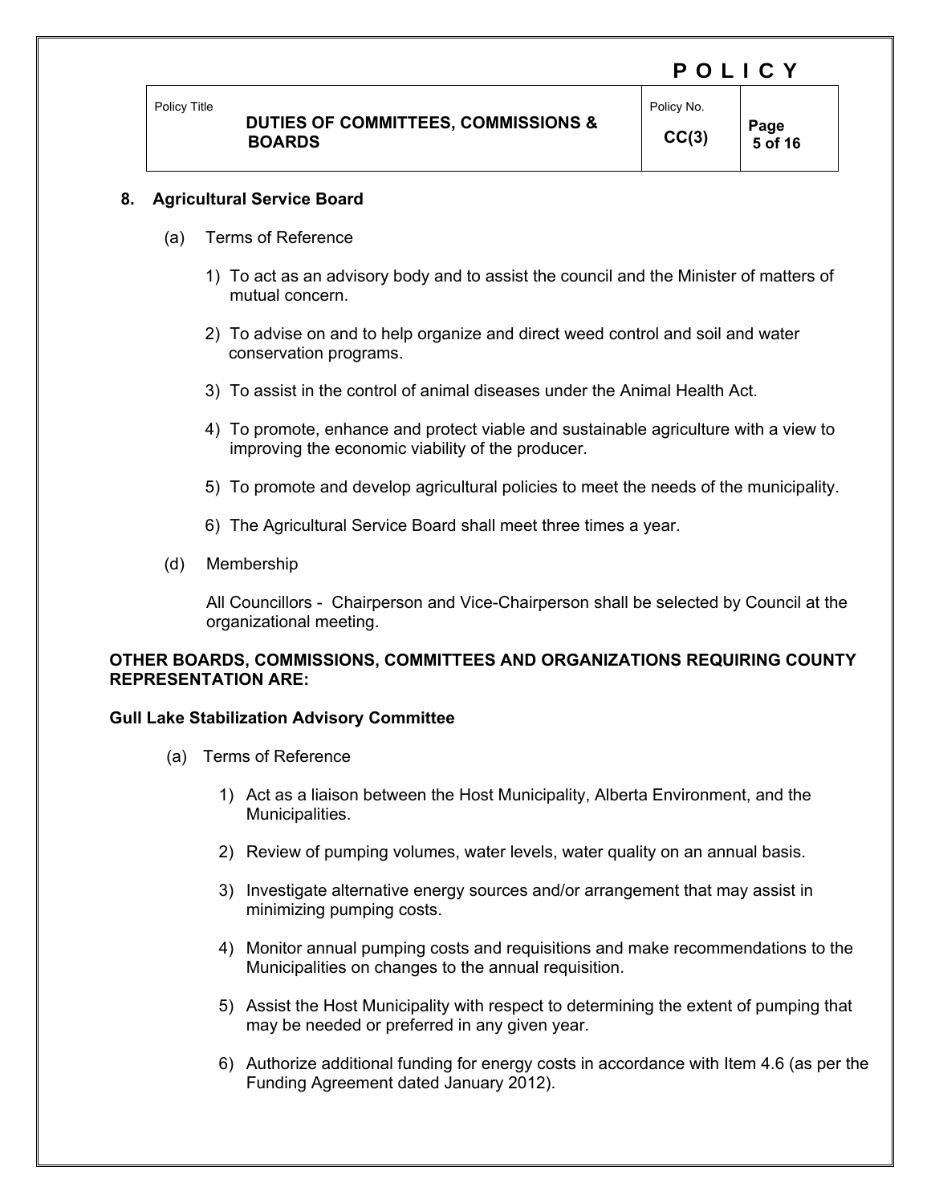## 8. Agricultural Service Board

(a) Terms of Reference

1) To act as an advisory body and to assist the council and the Minister of matters of mutual concern.

2) To advise on and to help organize and direct weed control and soil and water conservation programs.

3) To assist in the control of animal diseases under the Animal Health Act.

4) To promote, enhance and protect viable and sustainable agriculture with a view to improving the economic viability of the producer.

5) To promote and develop agricultural policies to meet the needs of the municipality.

6) The Agricultural Service Board shall meet three times a year.

(d) Membership

All Councillors - Chairperson and Vice-Chairperson shall be selected by Council at the organizational meeting.

**OTHER BOARDS, COMMISSIONS, COMMITTEES AND ORGANIZATIONS REQUIRING COUNTY REPRESENTATION ARE:**

**Gull Lake Stabilization Advisory Committee**

(a) Terms of Reference

1) Act as a liaison between the Host Municipality, Alberta Environment, and the Municipalities.

2) Review of pumping volumes, water levels, water quality on an annual basis.

3) Investigate alternative energy sources and/or arrangement that may assist in minimizing pumping costs.

4) Monitor annual pumping costs and requisitions and make recommendations to the Municipalities on changes to the annual requisition.

5) Assist the Host Municipality with respect to determining the extent of pumping that may be needed or preferred in any given year.

6) Authorize additional funding for energy costs in accordance with Item 4.6 (as per the Funding Agreement dated January 2012).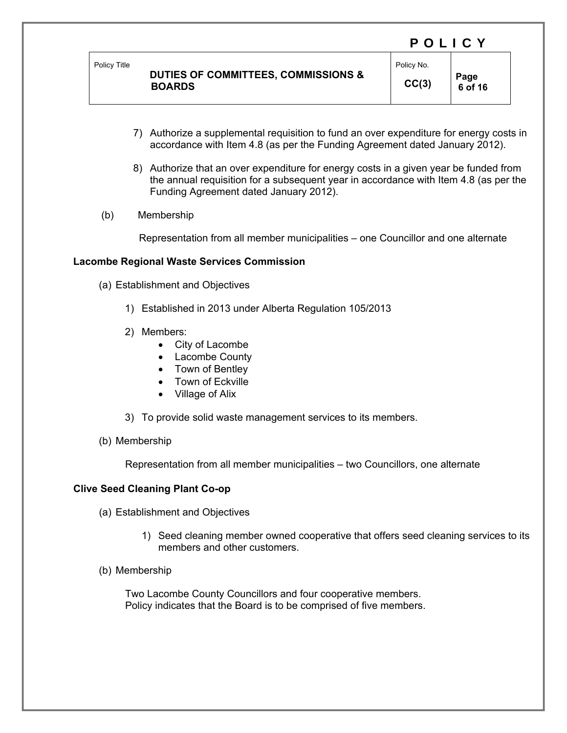7) Authorize a supplemental requisition to fund an over expenditure for energy costs in accordance with Item 4.8 (as per the Funding Agreement dated January 2012).

8) Authorize that an over expenditure for energy costs in a given year be funded from the annual requisition for a subsequent year in accordance with Item 4.8 (as per the Funding Agreement dated January 2012).

(b) Membership

Representation from all member municipalities – one Councillor and one alternate

**Lacombe Regional Waste Services Commission**

(a) Establishment and Objectives

1) Established in 2013 under Alberta Regulation 105/2013

2) Members:
- City of Lacombe
- Lacombe County
- Town of Bentley
- Town of Eckville
- Village of Alix

3) To provide solid waste management services to its members.

(b) Membership

Representation from all member municipalities – two Councillors, one alternate

**Clive Seed Cleaning Plant Co-op**

(a) Establishment and Objectives

1) Seed cleaning member owned cooperative that offers seed cleaning services to its members and other customers.

(b) Membership

Two Lacombe County Councillors and four cooperative members.
Policy indicates that the Board is to be comprised of five members.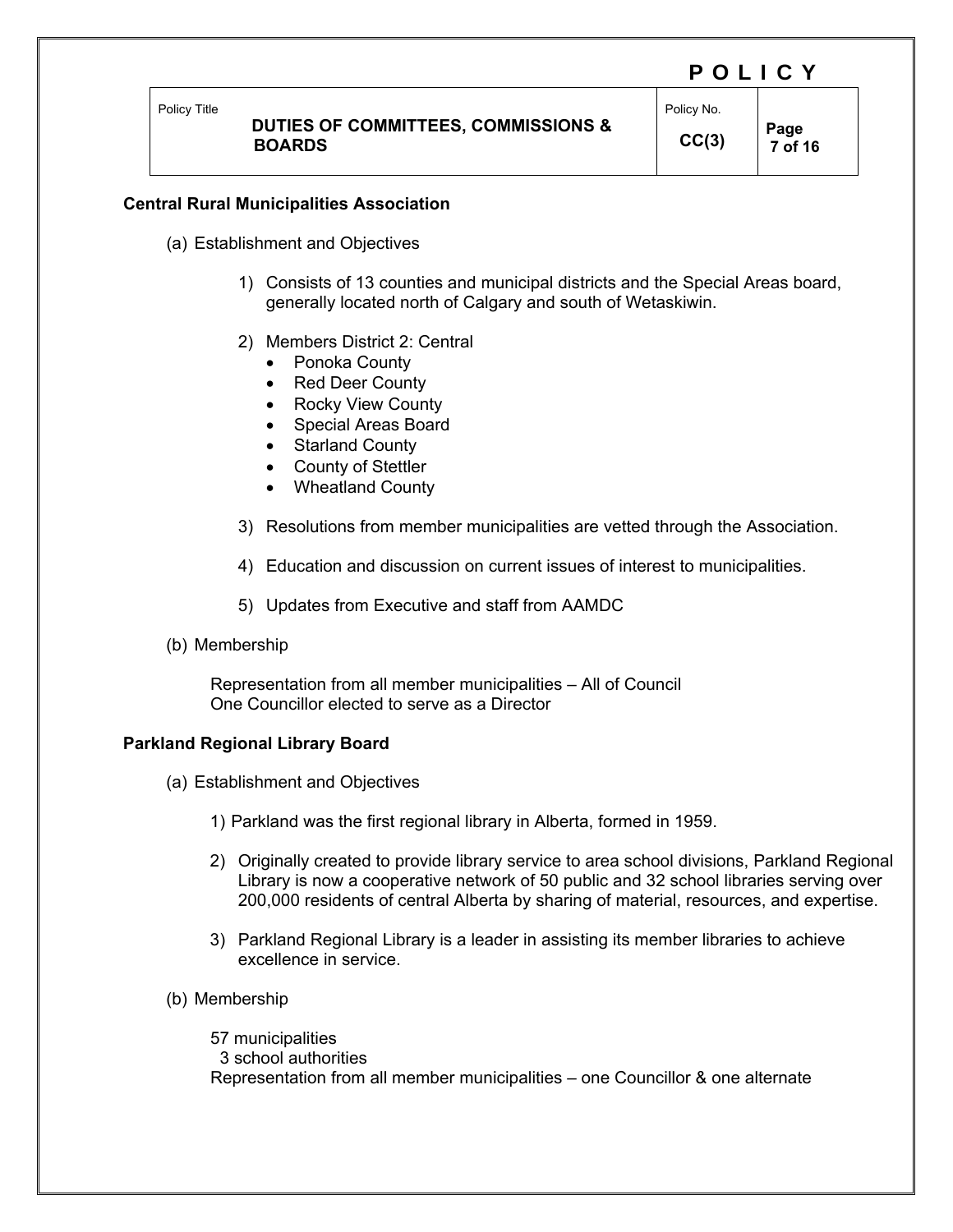## Central Rural Municipalities Association

(a) Establishment and Objectives

1) Consists of 13 counties and municipal districts and the Special Areas board, generally located north of Calgary and south of Wetaskiwin.

2) Members District 2: Central
   - Ponoka County
   - Red Deer County
   - Rocky View County
   - Special Areas Board
   - Starland County
   - County of Stettler
   - Wheatland County

3) Resolutions from member municipalities are vetted through the Association.

4) Education and discussion on current issues of interest to municipalities.

5) Updates from Executive and staff from AAMDC

(b) Membership

Representation from all member municipalities – All of Council
One Councillor elected to serve as a Director

## Parkland Regional Library Board

(a) Establishment and Objectives

1) Parkland was the first regional library in Alberta, formed in 1959.

2) Originally created to provide library service to area school divisions, Parkland Regional Library is now a cooperative network of 50 public and 32 school libraries serving over 200,000 residents of central Alberta by sharing of material, resources, and expertise.

3) Parkland Regional Library is a leader in assisting its member libraries to achieve excellence in service.

(b) Membership

57 municipalities
3 school authorities
Representation from all member municipalities – one Councillor & one alternate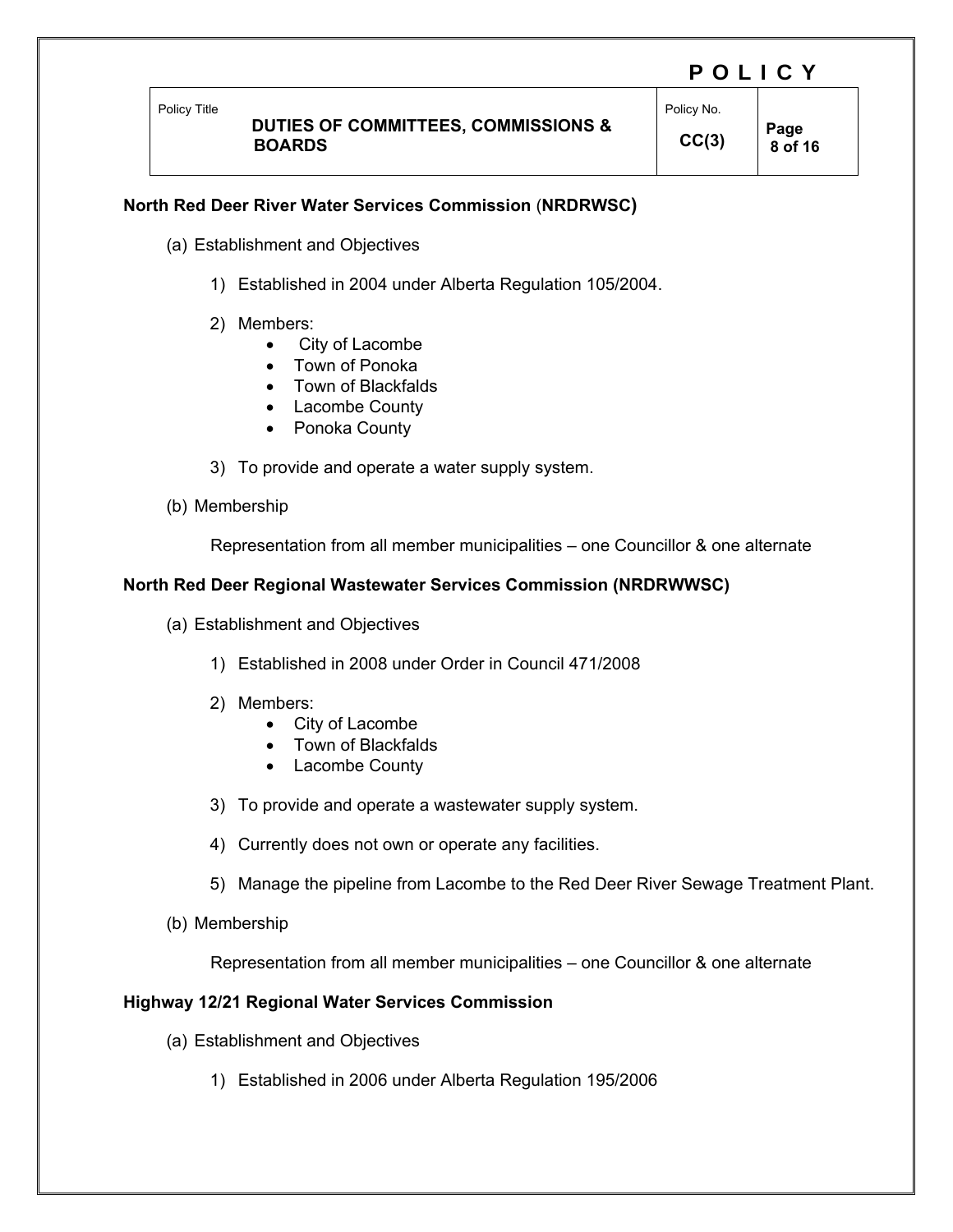## North Red Deer River Water Services Commission (NRDRWSC)

(a) Establishment and Objectives

1) Established in 2004 under Alberta Regulation 105/2004.

2) Members:
   - City of Lacombe
   - Town of Ponoka
   - Town of Blackfalds
   - Lacombe County
   - Ponoka County

3) To provide and operate a water supply system.

(b) Membership

Representation from all member municipalities – one Councillor & one alternate

## North Red Deer Regional Wastewater Services Commission (NRDRWWSC)

(a) Establishment and Objectives

1) Established in 2008 under Order in Council 471/2008

2) Members:
   - City of Lacombe
   - Town of Blackfalds
   - Lacombe County

3) To provide and operate a wastewater supply system.

4) Currently does not own or operate any facilities.

5) Manage the pipeline from Lacombe to the Red Deer River Sewage Treatment Plant.

(b) Membership

Representation from all member municipalities – one Councillor & one alternate

## Highway 12/21 Regional Water Services Commission

(a) Establishment and Objectives

1) Established in 2006 under Alberta Regulation 195/2006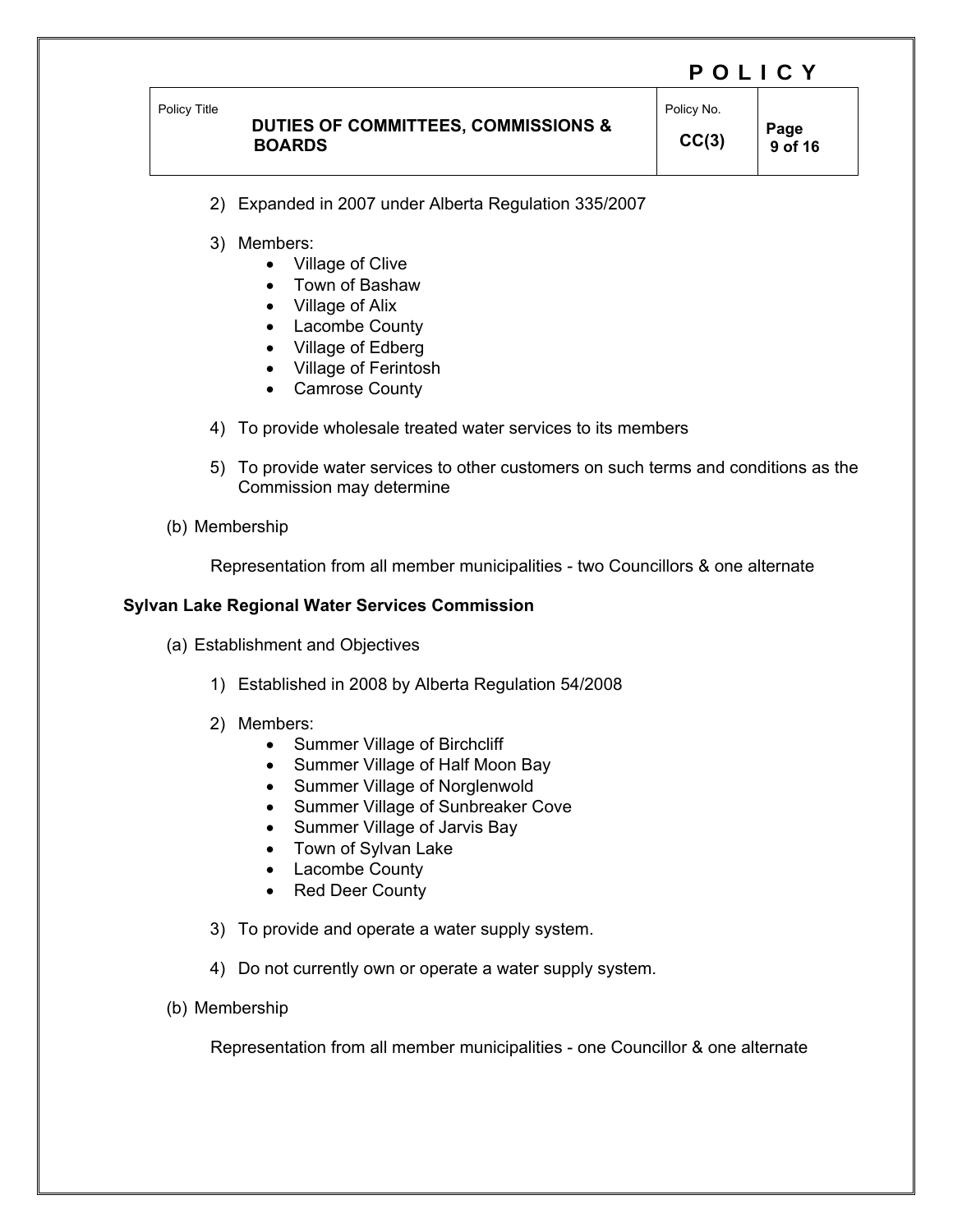2) Expanded in 2007 under Alberta Regulation 335/2007

3) Members:
    - Village of Clive
    - Town of Bashaw
    - Village of Alix
    - Lacombe County
    - Village of Edberg
    - Village of Ferintosh
    - Camrose County

4) To provide wholesale treated water services to its members

5) To provide water services to other customers on such terms and conditions as the Commission may determine

(b) Membership

Representation from all member municipalities - two Councillors & one alternate

**Sylvan Lake Regional Water Services Commission**

(a) Establishment and Objectives

1) Established in 2008 by Alberta Regulation 54/2008

2) Members:
    - Summer Village of Birchcliff
    - Summer Village of Half Moon Bay
    - Summer Village of Norglenwold
    - Summer Village of Sunbreaker Cove
    - Summer Village of Jarvis Bay
    - Town of Sylvan Lake
    - Lacombe County
    - Red Deer County

3) To provide and operate a water supply system.

4) Do not currently own or operate a water supply system.

(b) Membership

Representation from all member municipalities - one Councillor & one alternate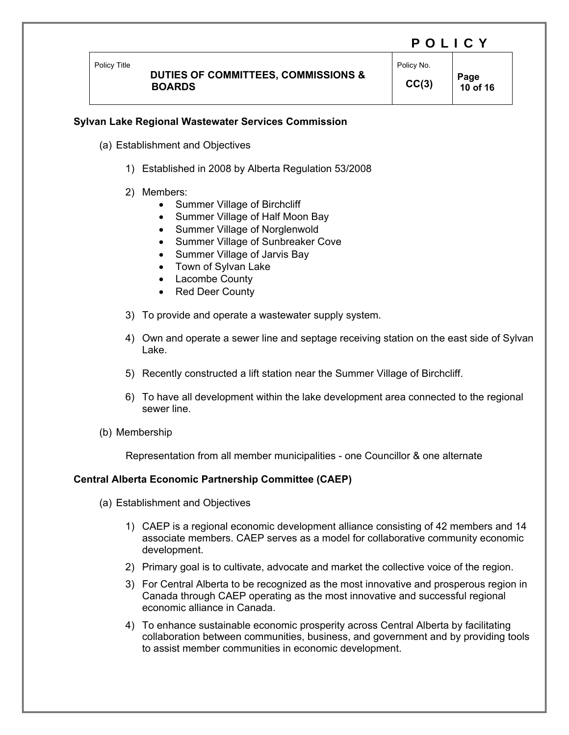## Sylvan Lake Regional Wastewater Services Commission

(a) Establishment and Objectives

1) Established in 2008 by Alberta Regulation 53/2008

2) Members:
   - Summer Village of Birchcliff
   - Summer Village of Half Moon Bay
   - Summer Village of Norglenwold
   - Summer Village of Sunbreaker Cove
   - Summer Village of Jarvis Bay
   - Town of Sylvan Lake
   - Lacombe County
   - Red Deer County

3) To provide and operate a wastewater supply system.

4) Own and operate a sewer line and septage receiving station on the east side of Sylvan Lake.

5) Recently constructed a lift station near the Summer Village of Birchcliff.

6) To have all development within the lake development area connected to the regional sewer line.

(b) Membership

Representation from all member municipalities - one Councillor & one alternate

## Central Alberta Economic Partnership Committee (CAEP)

(a) Establishment and Objectives

1) CAEP is a regional economic development alliance consisting of 42 members and 14 associate members. CAEP serves as a model for collaborative community economic development.

2) Primary goal is to cultivate, advocate and market the collective voice of the region.

3) For Central Alberta to be recognized as the most innovative and prosperous region in Canada through CAEP operating as the most innovative and successful regional economic alliance in Canada.

4) To enhance sustainable economic prosperity across Central Alberta by facilitating collaboration between communities, business, and government and by providing tools to assist member communities in economic development.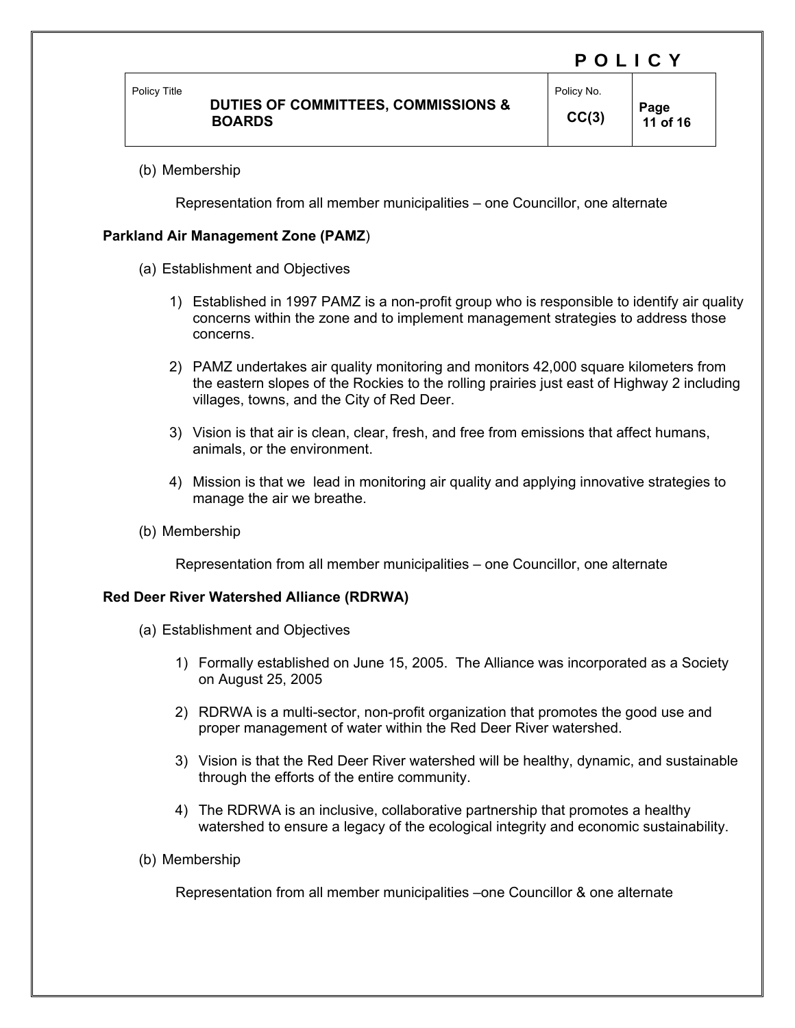(b) Membership

Representation from all member municipalities – one Councillor, one alternate

**Parkland Air Management Zone (PAMZ)**

(a) Establishment and Objectives

1) Established in 1997 PAMZ is a non-profit group who is responsible to identify air quality concerns within the zone and to implement management strategies to address those concerns.

2) PAMZ undertakes air quality monitoring and monitors 42,000 square kilometers from the eastern slopes of the Rockies to the rolling prairies just east of Highway 2 including villages, towns, and the City of Red Deer.

3) Vision is that air is clean, clear, fresh, and free from emissions that affect humans, animals, or the environment.

4) Mission is that we lead in monitoring air quality and applying innovative strategies to manage the air we breathe.

(b) Membership

Representation from all member municipalities – one Councillor, one alternate

**Red Deer River Watershed Alliance (RDRWA)**

(a) Establishment and Objectives

1) Formally established on June 15, 2005. The Alliance was incorporated as a Society on August 25, 2005

2) RDRWA is a multi-sector, non-profit organization that promotes the good use and proper management of water within the Red Deer River watershed.

3) Vision is that the Red Deer River watershed will be healthy, dynamic, and sustainable through the efforts of the entire community.

4) The RDRWA is an inclusive, collaborative partnership that promotes a healthy watershed to ensure a legacy of the ecological integrity and economic sustainability.

(b) Membership

Representation from all member municipalities –one Councillor & one alternate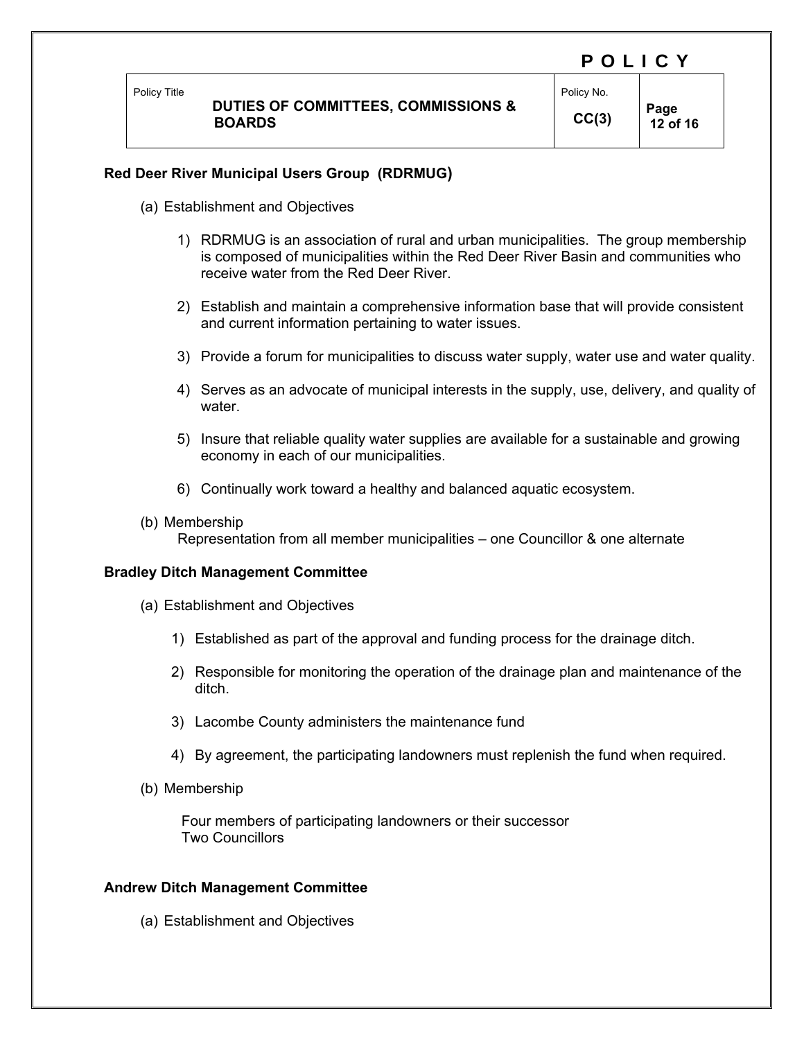**Red Deer River Municipal Users Group (RDRMUG)**

(a) Establishment and Objectives

1) RDRMUG is an association of rural and urban municipalities. The group membership is composed of municipalities within the Red Deer River Basin and communities who receive water from the Red Deer River.

2) Establish and maintain a comprehensive information base that will provide consistent and current information pertaining to water issues.

3) Provide a forum for municipalities to discuss water supply, water use and water quality.

4) Serves as an advocate of municipal interests in the supply, use, delivery, and quality of water.

5) Insure that reliable quality water supplies are available for a sustainable and growing economy in each of our municipalities.

6) Continually work toward a healthy and balanced aquatic ecosystem.

(b) Membership
Representation from all member municipalities – one Councillor & one alternate

**Bradley Ditch Management Committee**

(a) Establishment and Objectives

1) Established as part of the approval and funding process for the drainage ditch.

2) Responsible for monitoring the operation of the drainage plan and maintenance of the ditch.

3) Lacombe County administers the maintenance fund

4) By agreement, the participating landowners must replenish the fund when required.

(b) Membership

Four members of participating landowners or their successor
Two Councillors

**Andrew Ditch Management Committee**

(a) Establishment and Objectives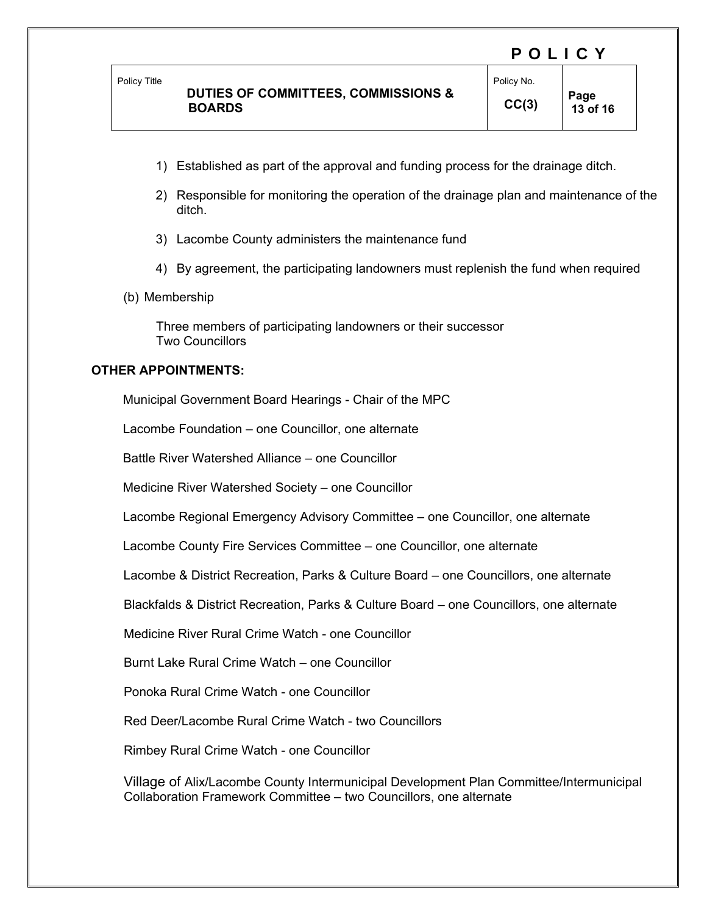1) Established as part of the approval and funding process for the drainage ditch.

2) Responsible for monitoring the operation of the drainage plan and maintenance of the ditch.

3) Lacombe County administers the maintenance fund

4) By agreement, the participating landowners must replenish the fund when required

(b) Membership

Three members of participating landowners or their successor
Two Councillors

**OTHER APPOINTMENTS:**

Municipal Government Board Hearings - Chair of the MPC

Lacombe Foundation – one Councillor, one alternate

Battle River Watershed Alliance – one Councillor

Medicine River Watershed Society – one Councillor

Lacombe Regional Emergency Advisory Committee – one Councillor, one alternate

Lacombe County Fire Services Committee – one Councillor, one alternate

Lacombe & District Recreation, Parks & Culture Board – one Councillors, one alternate

Blackfalds & District Recreation, Parks & Culture Board – one Councillors, one alternate

Medicine River Rural Crime Watch - one Councillor

Burnt Lake Rural Crime Watch – one Councillor

Ponoka Rural Crime Watch - one Councillor

Red Deer/Lacombe Rural Crime Watch - two Councillors

Rimbey Rural Crime Watch - one Councillor

Village of Alix/Lacombe County Intermunicipal Development Plan Committee/Intermunicipal Collaboration Framework Committee – two Councillors, one alternate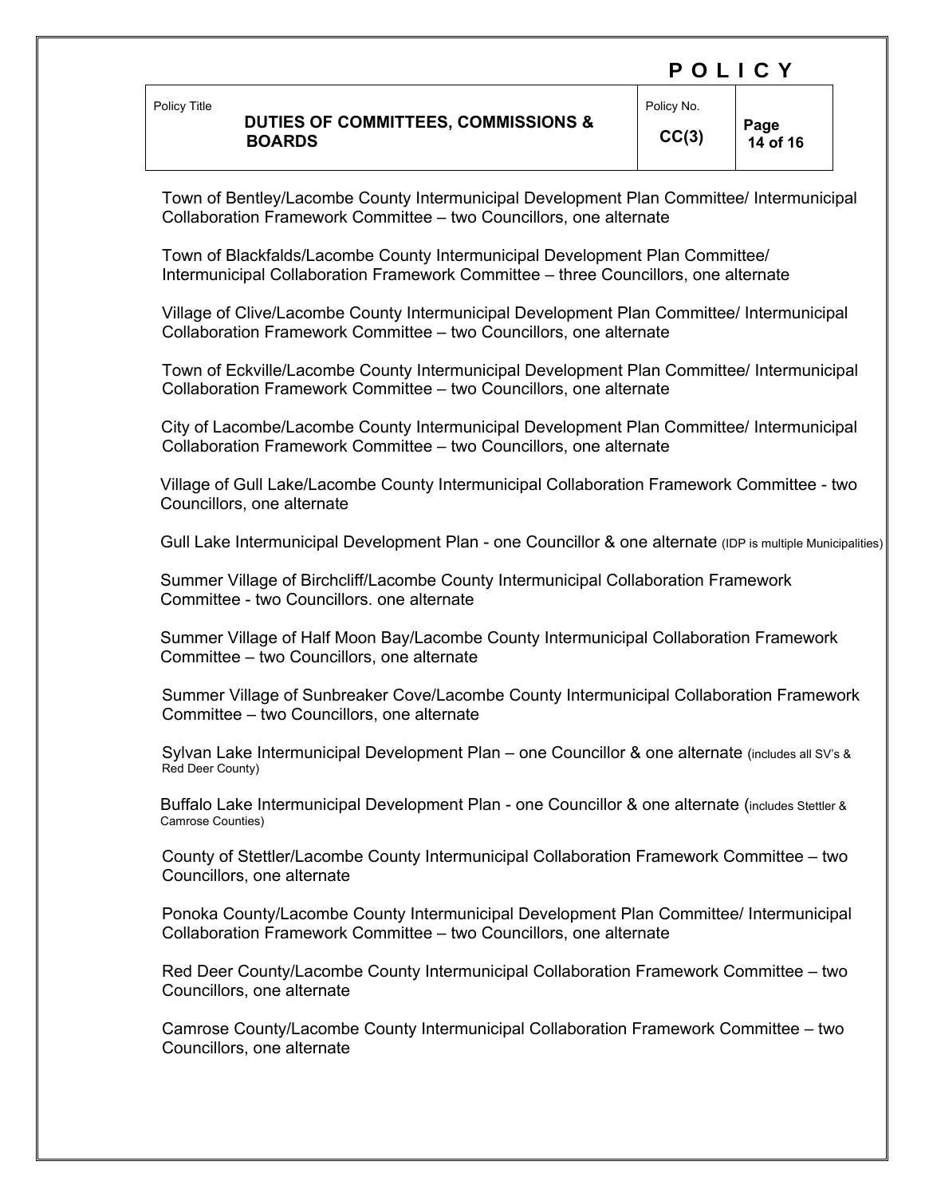Town of Bentley/Lacombe County Intermunicipal Development Plan Committee/ Intermunicipal Collaboration Framework Committee – two Councillors, one alternate

Town of Blackfalds/Lacombe County Intermunicipal Development Plan Committee/ Intermunicipal Collaboration Framework Committee – three Councillors, one alternate

Village of Clive/Lacombe County Intermunicipal Development Plan Committee/ Intermunicipal Collaboration Framework Committee – two Councillors, one alternate

Town of Eckville/Lacombe County Intermunicipal Development Plan Committee/ Intermunicipal Collaboration Framework Committee – two Councillors, one alternate

City of Lacombe/Lacombe County Intermunicipal Development Plan Committee/ Intermunicipal Collaboration Framework Committee – two Councillors, one alternate

Village of Gull Lake/Lacombe County Intermunicipal Collaboration Framework Committee - two Councillors, one alternate

Gull Lake Intermunicipal Development Plan - one Councillor & one alternate (IDP is multiple Municipalities)

Summer Village of Birchcliff/Lacombe County Intermunicipal Collaboration Framework Committee - two Councillors. one alternate

Summer Village of Half Moon Bay/Lacombe County Intermunicipal Collaboration Framework Committee – two Councillors, one alternate

Summer Village of Sunbreaker Cove/Lacombe County Intermunicipal Collaboration Framework Committee – two Councillors, one alternate

Sylvan Lake Intermunicipal Development Plan – one Councillor & one alternate (includes all SV's & Red Deer County)

Buffalo Lake Intermunicipal Development Plan - one Councillor & one alternate (includes Stettler & Camrose Counties)

County of Stettler/Lacombe County Intermunicipal Collaboration Framework Committee – two Councillors, one alternate

Ponoka County/Lacombe County Intermunicipal Development Plan Committee/ Intermunicipal Collaboration Framework Committee – two Councillors, one alternate

Red Deer County/Lacombe County Intermunicipal Collaboration Framework Committee – two Councillors, one alternate

Camrose County/Lacombe County Intermunicipal Collaboration Framework Committee – two Councillors, one alternate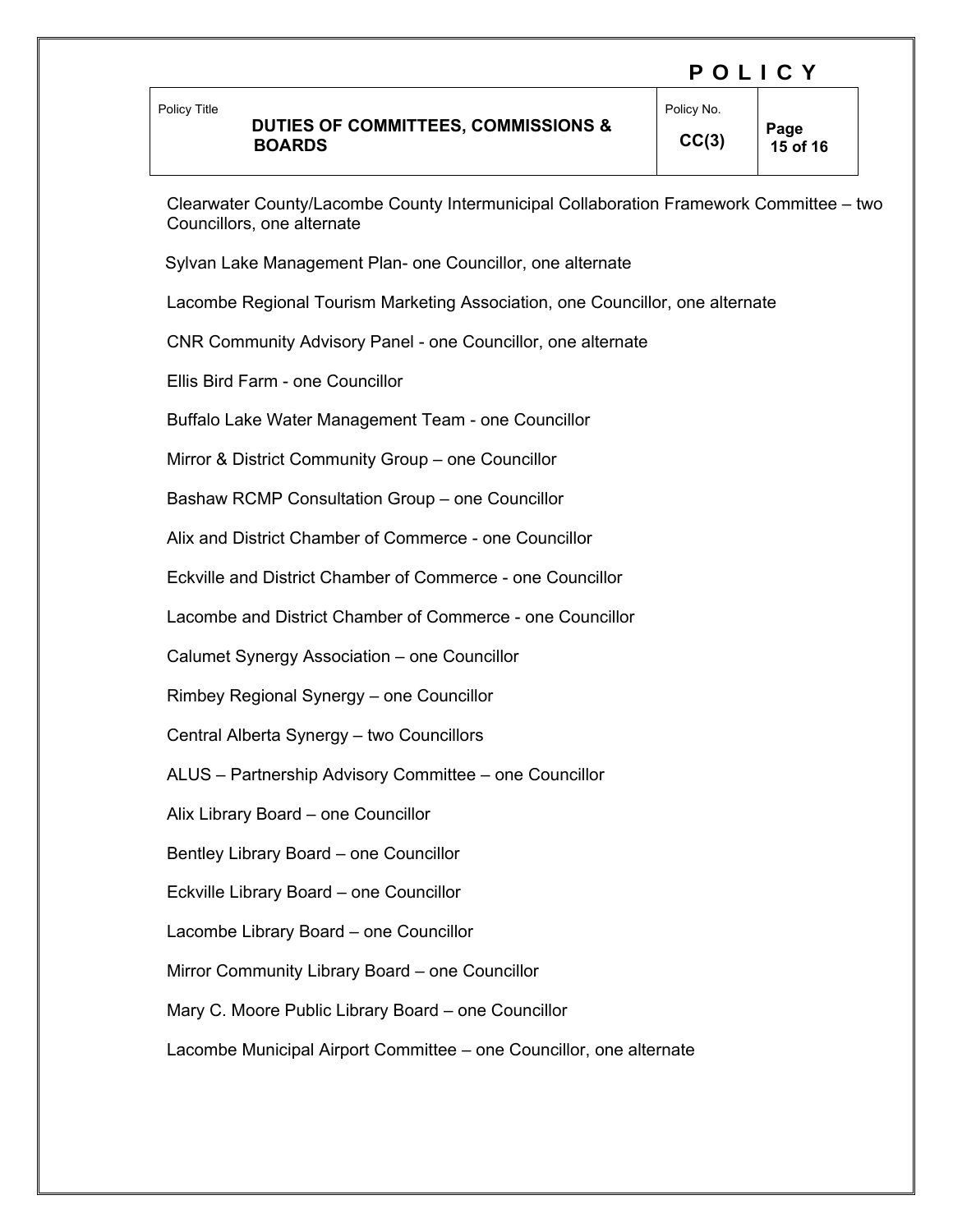Clearwater County/Lacombe County Intermunicipal Collaboration Framework Committee – two Councillors, one alternate

Sylvan Lake Management Plan- one Councillor, one alternate

Lacombe Regional Tourism Marketing Association, one Councillor, one alternate

CNR Community Advisory Panel - one Councillor, one alternate

Ellis Bird Farm - one Councillor

Buffalo Lake Water Management Team - one Councillor

Mirror & District Community Group – one Councillor

Bashaw RCMP Consultation Group – one Councillor

Alix and District Chamber of Commerce - one Councillor

Eckville and District Chamber of Commerce - one Councillor

Lacombe and District Chamber of Commerce - one Councillor

Calumet Synergy Association – one Councillor

Rimbey Regional Synergy – one Councillor

Central Alberta Synergy – two Councillors

ALUS – Partnership Advisory Committee – one Councillor

Alix Library Board – one Councillor

Bentley Library Board – one Councillor

Eckville Library Board – one Councillor

Lacombe Library Board – one Councillor

Mirror Community Library Board – one Councillor

Mary C. Moore Public Library Board – one Councillor

Lacombe Municipal Airport Committee – one Councillor, one alternate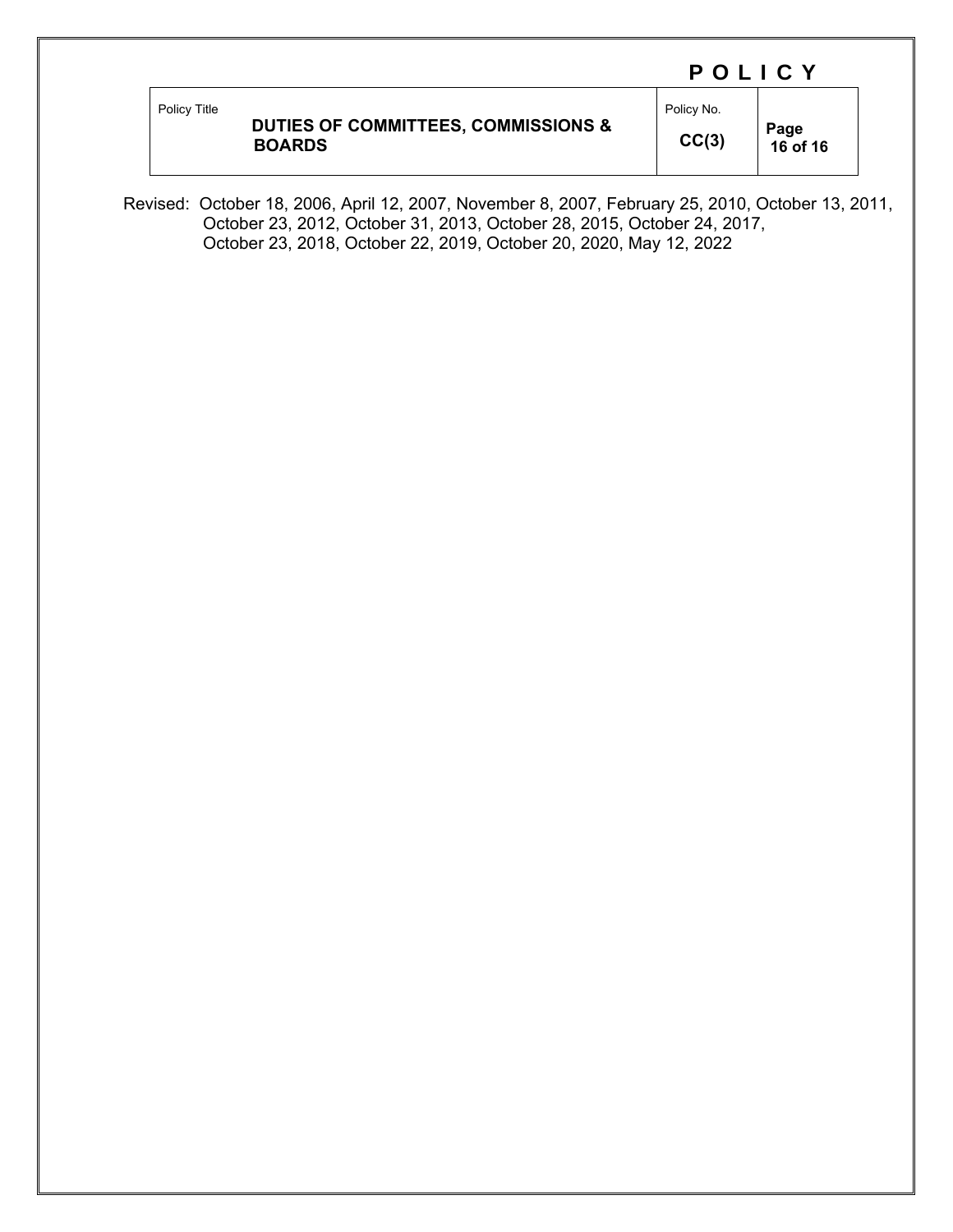Revised: October 18, 2006, April 12, 2007, November 8, 2007, February 25, 2010, October 13, 2011, October 23, 2012, October 31, 2013, October 28, 2015, October 24, 2017, October 23, 2018, October 22, 2019, October 20, 2020, May 12, 2022